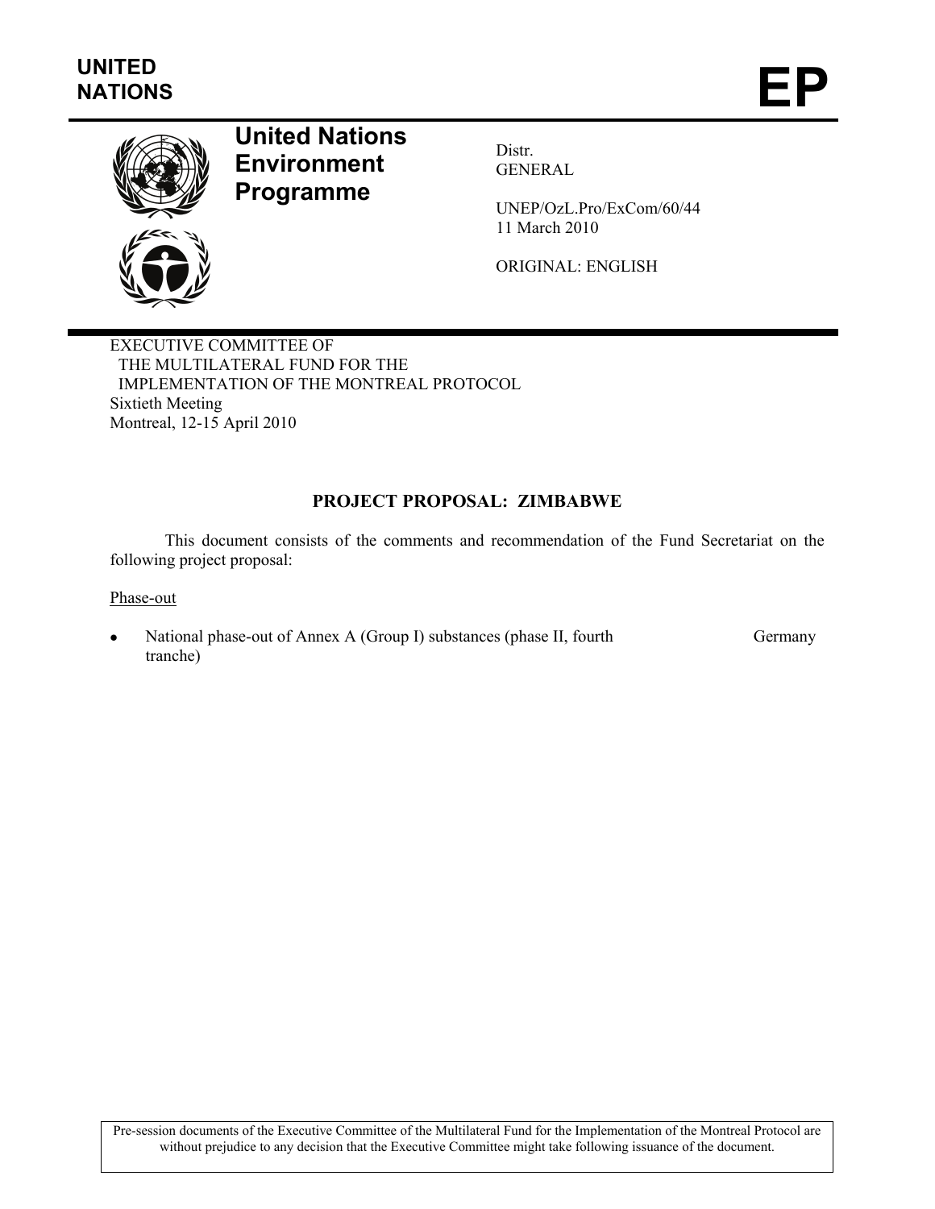**UNITED NATIONS** **EP**

# United Nations Environment Programme

Distr.
GENERAL

UNEP/OzL.Pro/ExCom/60/44
11 March 2010

ORIGINAL: ENGLISH

EXECUTIVE COMMITTEE OF
THE MULTILATERAL FUND FOR THE
IMPLEMENTATION OF THE MONTREAL PROTOCOL
Sixtieth Meeting
Montreal, 12-15 April 2010

## PROJECT PROPOSAL: ZIMBABWE

This document consists of the comments and recommendation of the Fund Secretariat on the following project proposal:

Phase-out

- National phase-out of Annex A (Group I) substances (phase II, fourth tranche) — Germany

Pre-session documents of the Executive Committee of the Multilateral Fund for the Implementation of the Montreal Protocol are without prejudice to any decision that the Executive Committee might take following issuance of the document.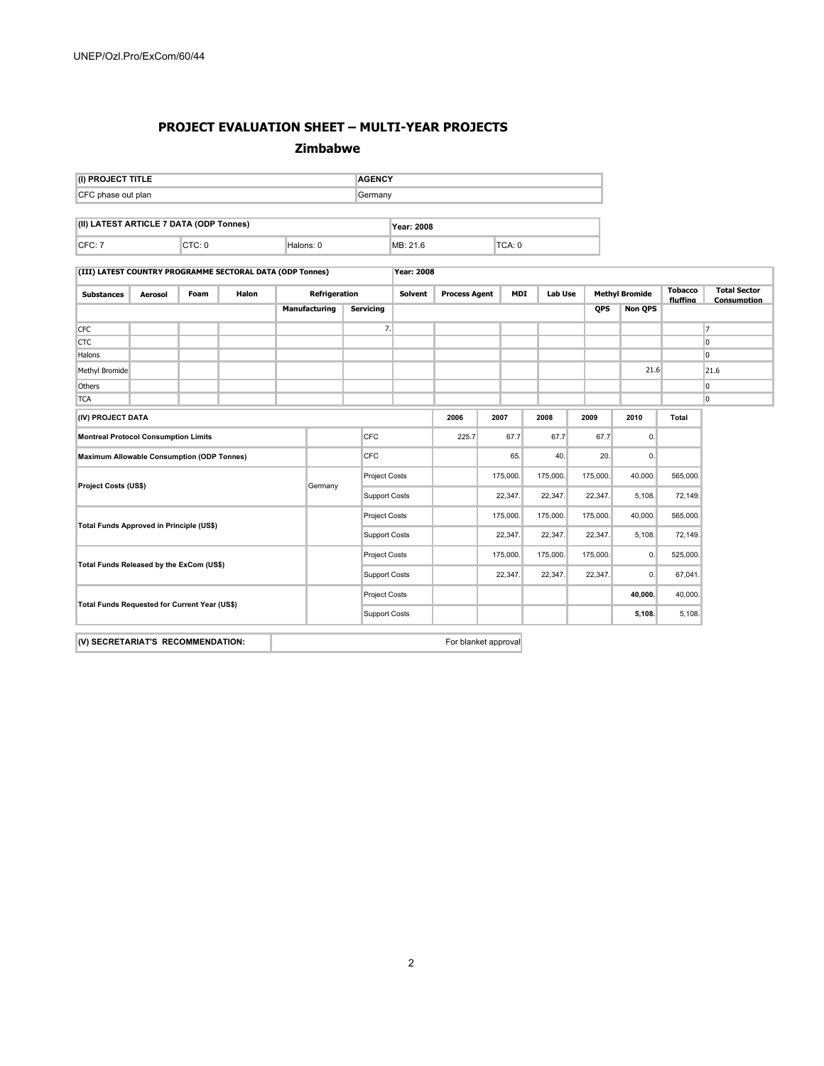## PROJECT EVALUATION SHEET – MULTI-YEAR PROJECTS

### Zimbabwe

| (I) PROJECT TITLE | AGENCY |
|---|---|
| CFC phase out plan | Germany |

| (II) LATEST ARTICLE 7 DATA (ODP Tonnes) | | | Year: 2008 | |
|---|---|---|---|---|
| CFC: 7 | CTC: 0 | Halons: 0 | MB: 21.6 | TCA: 0 |

| (III) LATEST COUNTRY PROGRAMME SECTORAL DATA (ODP Tonnes) | | | | | Year: 2008 | | | | | | | |
|---|---|---|---|---|---|---|---|---|---|---|---|---|
| Substances | Aerosol | Foam | Halon | Refrigeration | | Solvent | Process Agent | MDI | Lab Use | Methyl Bromide | | Tobacco fluffing | Total Sector Consumption |
| | | | | Manufacturing | Servicing | | | | | QPS | Non QPS | | |
| CFC | | | | | 7. | | | | | | | | 7 |
| CTC | | | | | | | | | | | | | 0 |
| Halons | | | | | | | | | | | | | 0 |
| Methyl Bromide | | | | | | | | | | | 21.6 | | 21.6 |
| Others | | | | | | | | | | | | | 0 |
| TCA | | | | | | | | | | | | | 0 |

| (IV) PROJECT DATA | | | 2006 | 2007 | 2008 | 2009 | 2010 | Total |
|---|---|---|---|---|---|---|---|---|
| Montreal Protocol Consumption Limits | | CFC | 225.7 | 67.7 | 67.7 | 67.7 | 0. | |
| Maximum Allowable Consumption (ODP Tonnes) | | CFC | | 65. | 40. | 20. | 0. | |
| Project Costs (US$) | Germany | Project Costs | | 175,000. | 175,000. | 175,000. | 40,000. | 565,000. |
| | | Support Costs | | 22,347. | 22,347. | 22,347. | 5,108. | 72,149. |
| Total Funds Approved in Principle (US$) | | Project Costs | | 175,000. | 175,000. | 175,000. | 40,000. | 565,000. |
| | | Support Costs | | 22,347. | 22,347. | 22,347. | 5,108. | 72,149. |
| Total Funds Released by the ExCom (US$) | | Project Costs | | 175,000. | 175,000. | 175,000. | 0. | 525,000. |
| | | Support Costs | | 22,347. | 22,347. | 22,347. | 0. | 67,041. |
| Total Funds Requested for Current Year (US$) | | Project Costs | | | | | **40,000.** | 40,000. |
| | | Support Costs | | | | | **5,108.** | 5,108. |

| (V) SECRETARIAT'S RECOMMENDATION: | For blanket approval |
|---|---|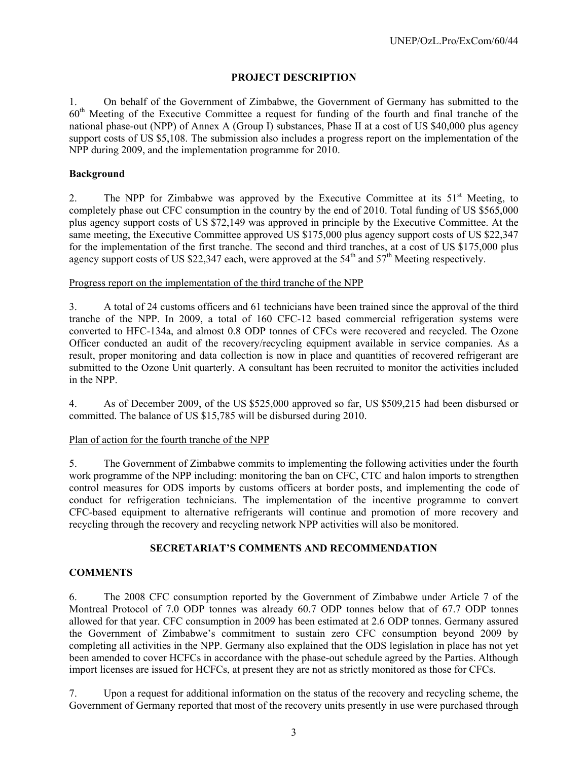## PROJECT DESCRIPTION

1. On behalf of the Government of Zimbabwe, the Government of Germany has submitted to the 60th Meeting of the Executive Committee a request for funding of the fourth and final tranche of the national phase-out (NPP) of Annex A (Group I) substances, Phase II at a cost of US $40,000 plus agency support costs of US $5,108. The submission also includes a progress report on the implementation of the NPP during 2009, and the implementation programme for 2010.

### Background

2. The NPP for Zimbabwe was approved by the Executive Committee at its 51st Meeting, to completely phase out CFC consumption in the country by the end of 2010. Total funding of US $565,000 plus agency support costs of US $72,149 was approved in principle by the Executive Committee. At the same meeting, the Executive Committee approved US $175,000 plus agency support costs of US $22,347 for the implementation of the first tranche. The second and third tranches, at a cost of US $175,000 plus agency support costs of US $22,347 each, were approved at the 54th and 57th Meeting respectively.

Progress report on the implementation of the third tranche of the NPP

3. A total of 24 customs officers and 61 technicians have been trained since the approval of the third tranche of the NPP. In 2009, a total of 160 CFC-12 based commercial refrigeration systems were converted to HFC-134a, and almost 0.8 ODP tonnes of CFCs were recovered and recycled. The Ozone Officer conducted an audit of the recovery/recycling equipment available in service companies. As a result, proper monitoring and data collection is now in place and quantities of recovered refrigerant are submitted to the Ozone Unit quarterly. A consultant has been recruited to monitor the activities included in the NPP.

4. As of December 2009, of the US $525,000 approved so far, US $509,215 had been disbursed or committed. The balance of US $15,785 will be disbursed during 2010.

Plan of action for the fourth tranche of the NPP

5. The Government of Zimbabwe commits to implementing the following activities under the fourth work programme of the NPP including: monitoring the ban on CFC, CTC and halon imports to strengthen control measures for ODS imports by customs officers at border posts, and implementing the code of conduct for refrigeration technicians. The implementation of the incentive programme to convert CFC-based equipment to alternative refrigerants will continue and promotion of more recovery and recycling through the recovery and recycling network NPP activities will also be monitored.

## SECRETARIAT'S COMMENTS AND RECOMMENDATION

### COMMENTS

6. The 2008 CFC consumption reported by the Government of Zimbabwe under Article 7 of the Montreal Protocol of 7.0 ODP tonnes was already 60.7 ODP tonnes below that of 67.7 ODP tonnes allowed for that year. CFC consumption in 2009 has been estimated at 2.6 ODP tonnes. Germany assured the Government of Zimbabwe's commitment to sustain zero CFC consumption beyond 2009 by completing all activities in the NPP. Germany also explained that the ODS legislation in place has not yet been amended to cover HCFCs in accordance with the phase-out schedule agreed by the Parties. Although import licenses are issued for HCFCs, at present they are not as strictly monitored as those for CFCs.

7. Upon a request for additional information on the status of the recovery and recycling scheme, the Government of Germany reported that most of the recovery units presently in use were purchased through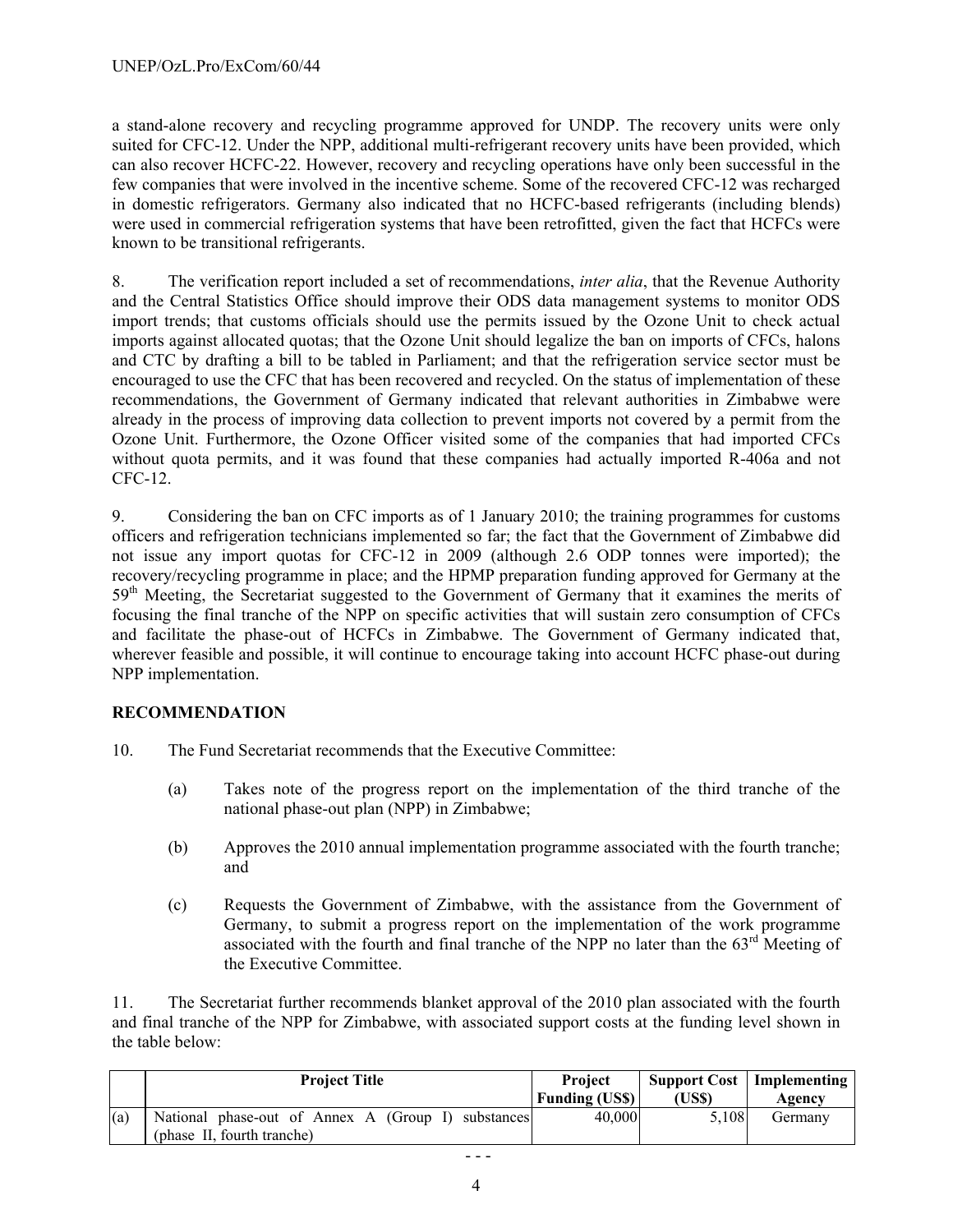a stand-alone recovery and recycling programme approved for UNDP. The recovery units were only suited for CFC-12. Under the NPP, additional multi-refrigerant recovery units have been provided, which can also recover HCFC-22. However, recovery and recycling operations have only been successful in the few companies that were involved in the incentive scheme. Some of the recovered CFC-12 was recharged in domestic refrigerators. Germany also indicated that no HCFC-based refrigerants (including blends) were used in commercial refrigeration systems that have been retrofitted, given the fact that HCFCs were known to be transitional refrigerants.

8. The verification report included a set of recommendations, *inter alia*, that the Revenue Authority and the Central Statistics Office should improve their ODS data management systems to monitor ODS import trends; that customs officials should use the permits issued by the Ozone Unit to check actual imports against allocated quotas; that the Ozone Unit should legalize the ban on imports of CFCs, halons and CTC by drafting a bill to be tabled in Parliament; and that the refrigeration service sector must be encouraged to use the CFC that has been recovered and recycled. On the status of implementation of these recommendations, the Government of Germany indicated that relevant authorities in Zimbabwe were already in the process of improving data collection to prevent imports not covered by a permit from the Ozone Unit. Furthermore, the Ozone Officer visited some of the companies that had imported CFCs without quota permits, and it was found that these companies had actually imported R-406a and not CFC-12.

9. Considering the ban on CFC imports as of 1 January 2010; the training programmes for customs officers and refrigeration technicians implemented so far; the fact that the Government of Zimbabwe did not issue any import quotas for CFC-12 in 2009 (although 2.6 ODP tonnes were imported); the recovery/recycling programme in place; and the HPMP preparation funding approved for Germany at the 59th Meeting, the Secretariat suggested to the Government of Germany that it examines the merits of focusing the final tranche of the NPP on specific activities that will sustain zero consumption of CFCs and facilitate the phase-out of HCFCs in Zimbabwe. The Government of Germany indicated that, wherever feasible and possible, it will continue to encourage taking into account HCFC phase-out during NPP implementation.

## RECOMMENDATION

10. The Fund Secretariat recommends that the Executive Committee:

(a) Takes note of the progress report on the implementation of the third tranche of the national phase-out plan (NPP) in Zimbabwe;

(b) Approves the 2010 annual implementation programme associated with the fourth tranche; and

(c) Requests the Government of Zimbabwe, with the assistance from the Government of Germany, to submit a progress report on the implementation of the work programme associated with the fourth and final tranche of the NPP no later than the 63rd Meeting of the Executive Committee.

11. The Secretariat further recommends blanket approval of the 2010 plan associated with the fourth and final tranche of the NPP for Zimbabwe, with associated support costs at the funding level shown in the table below:

| | Project Title | Project Funding (US$) | Support Cost (US$) | Implementing Agency |
|---|---|---|---|---|
| (a) | National phase-out of Annex A (Group I) substances (phase II, fourth tranche) | 40,000 | 5,108 | Germany |

- - -